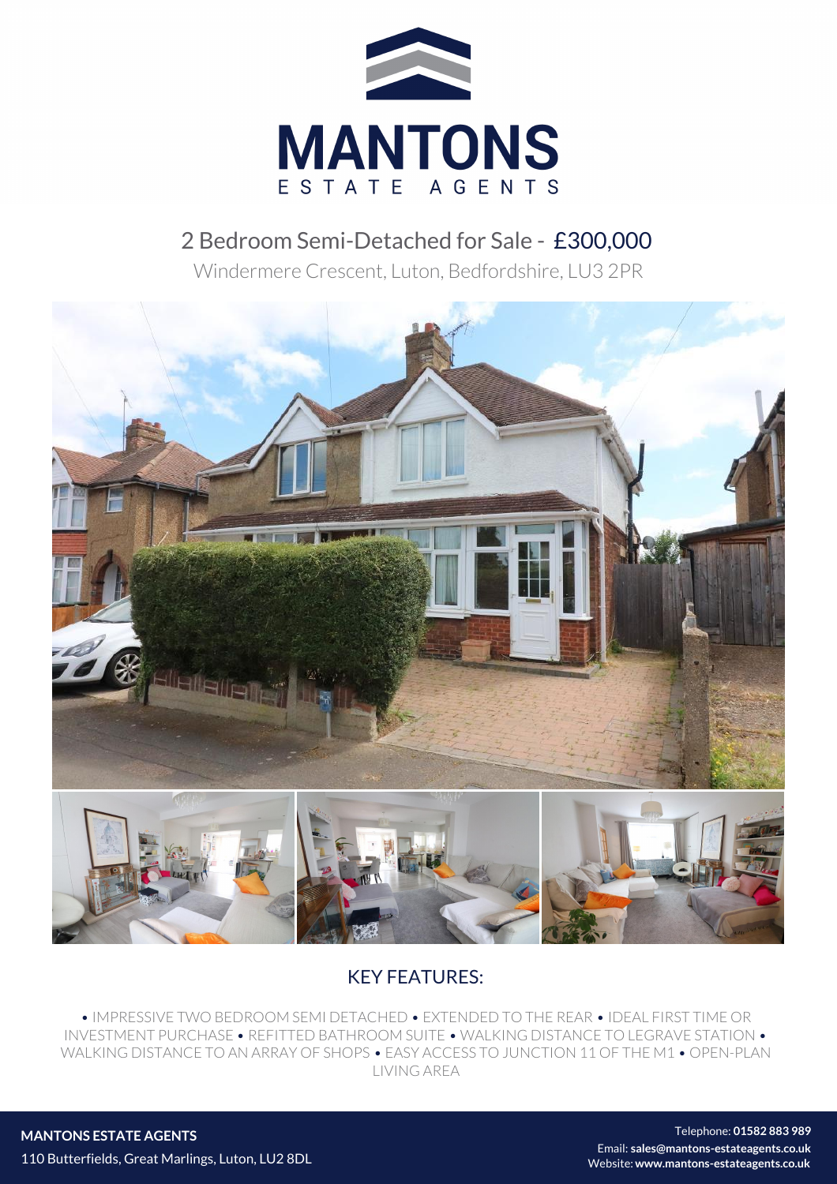# MANTONS
ESTATE AGENTS

## 2 Bedroom Semi-Detached for Sale - £300,000

Windermere Crescent, Luton, Bedfordshire, LU3 2PR

## KEY FEATURES:

• IMPRESSIVE TWO BEDROOM SEMI DETACHED • EXTENDED TO THE REAR • IDEAL FIRST TIME OR INVESTMENT PURCHASE • REFITTED BATHROOM SUITE • WALKING DISTANCE TO LEGRAVE STATION • WALKING DISTANCE TO AN ARRAY OF SHOPS • EASY ACCESS TO JUNCTION 11 OF THE M1 • OPEN-PLAN LIVING AREA

**MANTONS ESTATE AGENTS**
110 Butterfields, Great Marlings, Luton, LU2 8DL

Telephone: **01582 883 989**
Email: **sales@mantons-estateagents.co.uk**
Website: **www.mantons-estateagents.co.uk**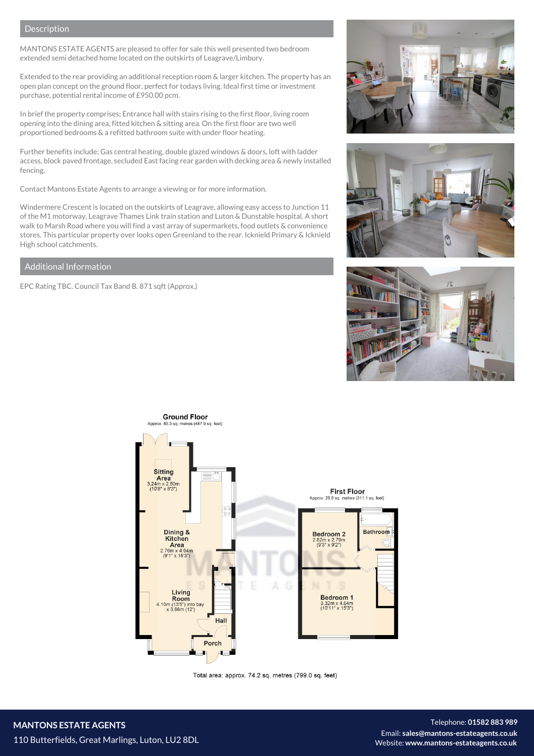## Description

MANTONS ESTATE AGENTS are pleased to offer for sale this well presented two bedroom extended semi detached home located on the outskirts of Leagrave/Limbury.

Extended to the rear providing an additional reception room & larger kitchen. The property has an open plan concept on the ground floor, perfect for todays living. Ideal first time or investment purchase, potential rental income of £950.00 pcm.

In brief the property comprises; Entrance hall with stairs rising to the first floor, living room opening into the dining area, fitted kitchen & sitting area. On the first floor are two well proportioned bedrooms & a refitted bathroom suite with under floor heating.

Further benefits include; Gas central heating, double glazed windows & doors, loft with ladder access, block paved frontage, secluded East facing rear garden with decking area & newly installed fencing.

Contact Mantons Estate Agents to arrange a viewing or for more information.

Windermere Crescent is located on the outskirts of Leagrave, allowing easy access to Junction 11 of the M1 motorway, Leagrave Thames Link train station and Luton & Dunstable hospital. A short walk to Marsh Road where you will find a vast array of supermarkets, food outlets & convenience stores. This particular property over looks open Greenland to the rear. Icknield Primary & Icknield High school catchments.

## Additional Information

EPC Rating TBC. Council Tax Band B. 871 sqft (Approx.)

**Ground Floor**
Approx. 45.3 sq. metres (487.9 sq. feet)

Sitting Area
3.24m x 2.50m
(10'8" x 8'3")

Dining & Kitchen Area
2.76m x 4.64m
(9'1" x 15'3")

Living Room
4.10m (13'5") into bay
x 3.66m (12')

Hall

Porch

**First Floor**
Approx. 28.9 sq. metres (311.1 sq. feet)

Bedroom 2
2.82m x 2.79m
(9'3" x 9'2")

Bathroom

Bedroom 1
3.32m x 4.64m
(10'11" x 15'3")

Total area: approx. 74.2 sq. metres (799.0 sq. feet)

**MANTONS ESTATE AGENTS**
110 Butterfields, Great Marlings, Luton, LU2 8DL

Telephone: **01582 883 989**
Email: **sales@mantons-estateagents.co.uk**
Website: **www.mantons-estateagents.co.uk**